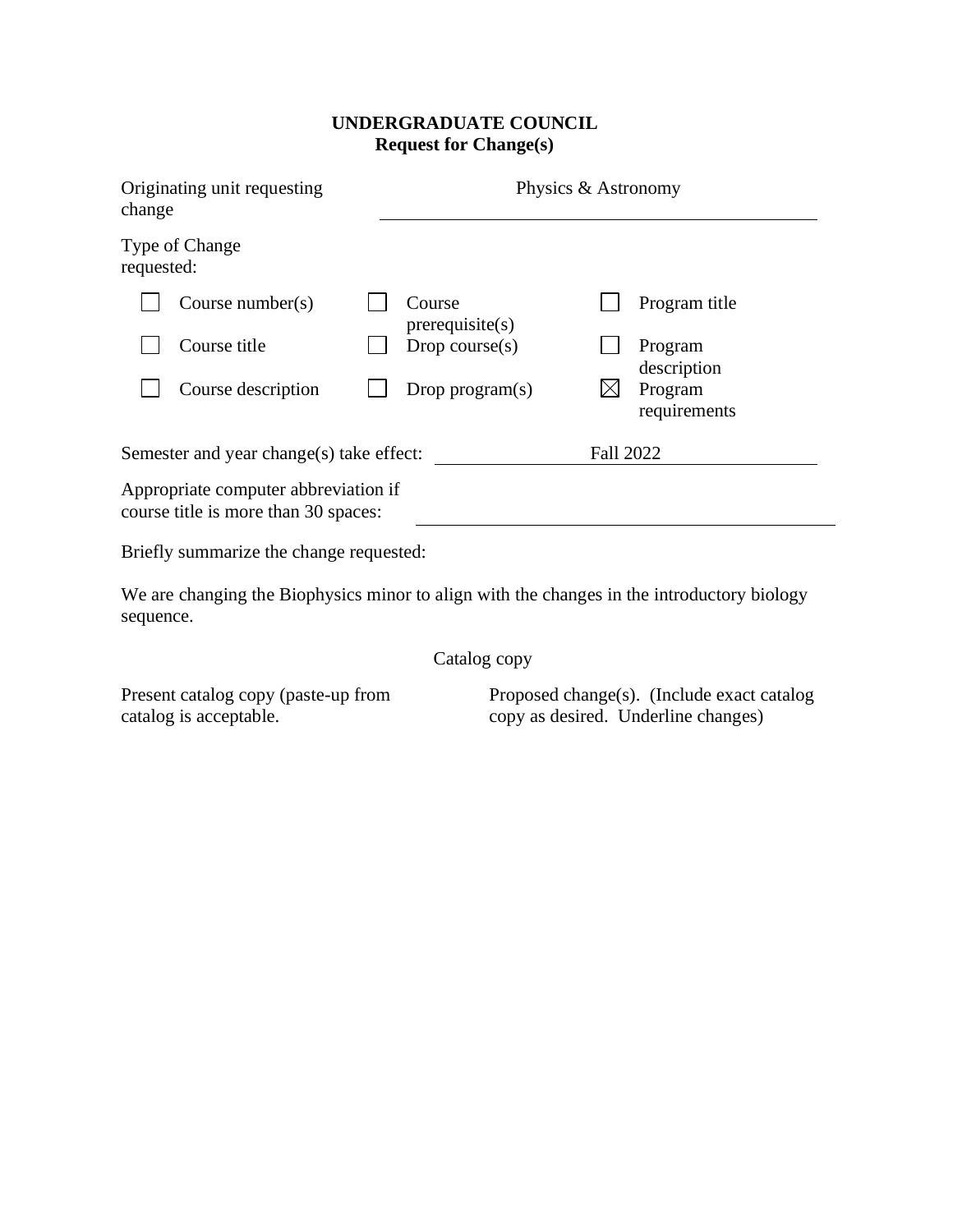**UNDERGRADUATE COUNCIL**
**Request for Change(s)**

Originating unit requesting change: Physics & Astronomy

Type of Change requested:

| | | |
|---|---|---|
| ☐ Course number(s) | ☐ Course prerequisite(s) | ☐ Program title |
| ☐ Course title | ☐ Drop course(s) | ☐ Program description |
| ☐ Course description | ☐ Drop program(s) | ☒ Program requirements |

Semester and year change(s) take effect: Fall 2022

Appropriate computer abbreviation if course title is more than 30 spaces:

Briefly summarize the change requested:

We are changing the Biophysics minor to align with the changes in the introductory biology sequence.

Catalog copy

| Present catalog copy (paste-up from catalog is acceptable. | Proposed change(s). (Include exact catalog copy as desired. Underline changes) |
|---|---|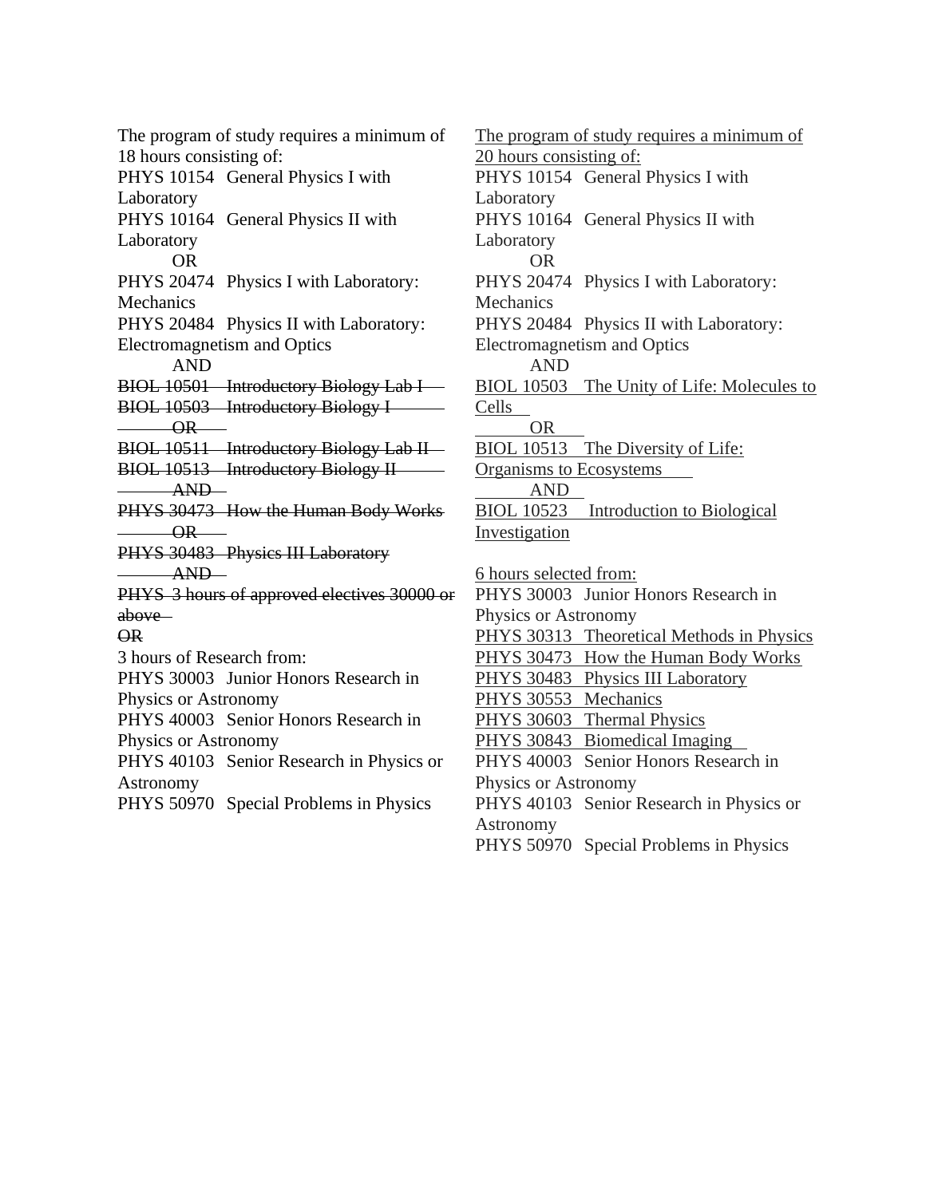The program of study requires a minimum of 18 hours consisting of:
PHYS 10154 General Physics I with Laboratory
PHYS 10164 General Physics II with Laboratory
OR
PHYS 20474 Physics I with Laboratory: Mechanics
PHYS 20484 Physics II with Laboratory: Electromagnetism and Optics
AND
~~BIOL 10501 Introductory Biology Lab I~~
~~BIOL 10503 Introductory Biology I~~
~~OR~~
~~BIOL 10511 Introductory Biology Lab II~~
~~BIOL 10513 Introductory Biology II~~
~~AND~~
~~PHYS 30473 How the Human Body Works~~
~~OR~~
~~PHYS 30483 Physics III Laboratory~~
~~AND~~
~~PHYS 3 hours of approved electives 30000 or above~~
~~OR~~
3 hours of Research from:
PHYS 30003 Junior Honors Research in Physics or Astronomy
PHYS 40003 Senior Honors Research in Physics or Astronomy
PHYS 40103 Senior Research in Physics or Astronomy
PHYS 50970 Special Problems in Physics

<u>The program of study requires a minimum of 20 hours consisting of:</u>
PHYS 10154 General Physics I with Laboratory
PHYS 10164 General Physics II with Laboratory
OR
PHYS 20474 Physics I with Laboratory: Mechanics
PHYS 20484 Physics II with Laboratory: Electromagnetism and Optics
AND
<u>BIOL 10503 The Unity of Life: Molecules to Cells</u>
<u>OR</u>
<u>BIOL 10513 The Diversity of Life: Organisms to Ecosystems</u>
<u>AND</u>
<u>BIOL 10523 Introduction to Biological Investigation</u>

<u>6 hours selected from:</u>
PHYS 30003 Junior Honors Research in Physics or Astronomy
<u>PHYS 30313 Theoretical Methods in Physics</u>
<u>PHYS 30473 How the Human Body Works</u>
<u>PHYS 30483 Physics III Laboratory</u>
<u>PHYS 30553 Mechanics</u>
<u>PHYS 30603 Thermal Physics</u>
<u>PHYS 30843 Biomedical Imaging</u>
PHYS 40003 Senior Honors Research in Physics or Astronomy
PHYS 40103 Senior Research in Physics or Astronomy
PHYS 50970 Special Problems in Physics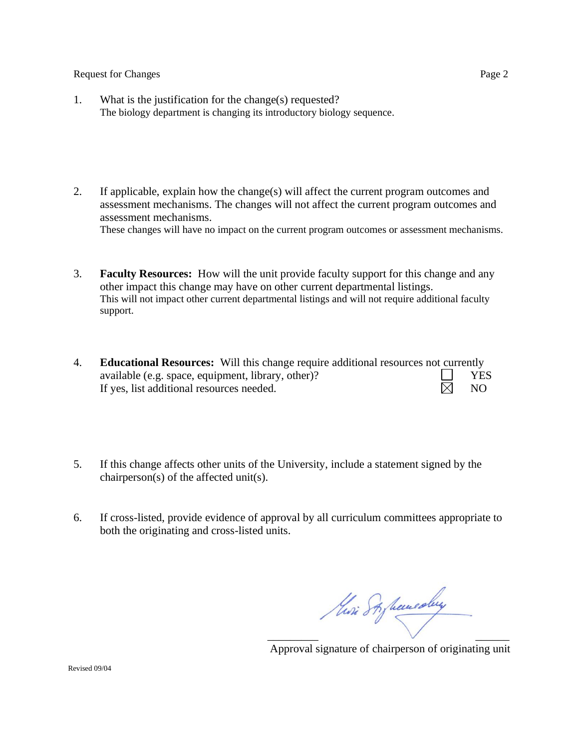1. What is the justification for the change(s) requested?
   The biology department is changing its introductory biology sequence.

2. If applicable, explain how the change(s) will affect the current program outcomes and assessment mechanisms. The changes will not affect the current program outcomes and assessment mechanisms.
   These changes will have no impact on the current program outcomes or assessment mechanisms.

3. **Faculty Resources:** How will the unit provide faculty support for this change and any other impact this change may have on other current departmental listings.
   This will not impact other current departmental listings and will not require additional faculty support.

4. **Educational Resources:** Will this change require additional resources not currently available (e.g. space, equipment, library, other)?
   If yes, list additional resources needed.

   ☐ YES
   ☒ NO

5. If this change affects other units of the University, include a statement signed by the chairperson(s) of the affected unit(s).

6. If cross-listed, provide evidence of approval by all curriculum committees appropriate to both the originating and cross-listed units.

Approval signature of chairperson of originating unit

Revised 09/04